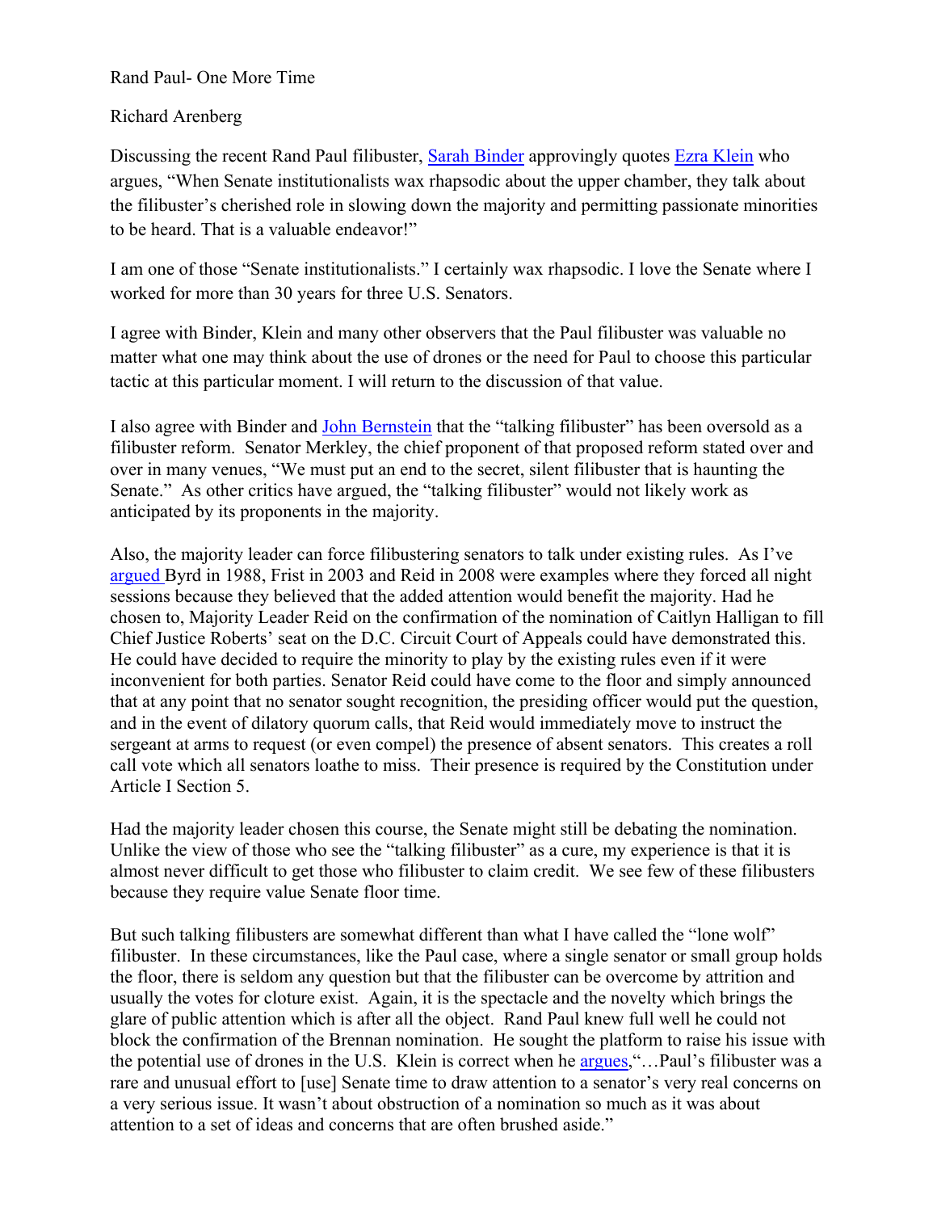Rand Paul- One More Time

Richard Arenberg

Discussing the recent Rand Paul filibuster, Sarah Binder approvingly quotes Ezra Klein who argues, "When Senate institutionalists wax rhapsodic about the upper chamber, they talk about the filibuster's cherished role in slowing down the majority and permitting passionate minorities to be heard. That is a valuable endeavor!"

I am one of those "Senate institutionalists." I certainly wax rhapsodic. I love the Senate where I worked for more than 30 years for three U.S. Senators.

I agree with Binder, Klein and many other observers that the Paul filibuster was valuable no matter what one may think about the use of drones or the need for Paul to choose this particular tactic at this particular moment. I will return to the discussion of that value.

I also agree with Binder and John Bernstein that the "talking filibuster" has been oversold as a filibuster reform. Senator Merkley, the chief proponent of that proposed reform stated over and over in many venues, "We must put an end to the secret, silent filibuster that is haunting the Senate." As other critics have argued, the "talking filibuster" would not likely work as anticipated by its proponents in the majority.

Also, the majority leader can force filibustering senators to talk under existing rules. As I've argued Byrd in 1988, Frist in 2003 and Reid in 2008 were examples where they forced all night sessions because they believed that the added attention would benefit the majority. Had he chosen to, Majority Leader Reid on the confirmation of the nomination of Caitlyn Halligan to fill Chief Justice Roberts' seat on the D.C. Circuit Court of Appeals could have demonstrated this. He could have decided to require the minority to play by the existing rules even if it were inconvenient for both parties. Senator Reid could have come to the floor and simply announced that at any point that no senator sought recognition, the presiding officer would put the question, and in the event of dilatory quorum calls, that Reid would immediately move to instruct the sergeant at arms to request (or even compel) the presence of absent senators. This creates a roll call vote which all senators loathe to miss. Their presence is required by the Constitution under Article I Section 5.

Had the majority leader chosen this course, the Senate might still be debating the nomination. Unlike the view of those who see the "talking filibuster" as a cure, my experience is that it is almost never difficult to get those who filibuster to claim credit. We see few of these filibusters because they require value Senate floor time.

But such talking filibusters are somewhat different than what I have called the "lone wolf" filibuster. In these circumstances, like the Paul case, where a single senator or small group holds the floor, there is seldom any question but that the filibuster can be overcome by attrition and usually the votes for cloture exist. Again, it is the spectacle and the novelty which brings the glare of public attention which is after all the object. Rand Paul knew full well he could not block the confirmation of the Brennan nomination. He sought the platform to raise his issue with the potential use of drones in the U.S. Klein is correct when he argues,"…Paul's filibuster was a rare and unusual effort to [use] Senate time to draw attention to a senator's very real concerns on a very serious issue. It wasn't about obstruction of a nomination so much as it was about attention to a set of ideas and concerns that are often brushed aside."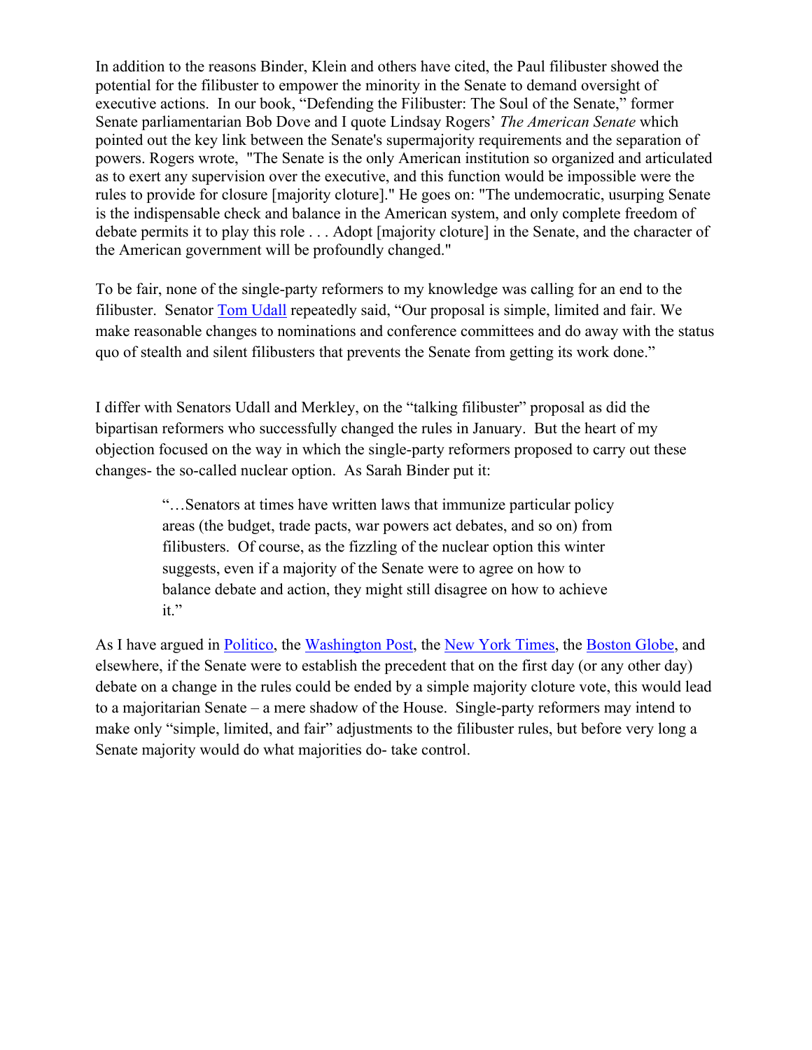In addition to the reasons Binder, Klein and others have cited, the Paul filibuster showed the potential for the filibuster to empower the minority in the Senate to demand oversight of executive actions. In our book, "Defending the Filibuster: The Soul of the Senate," former Senate parliamentarian Bob Dove and I quote Lindsay Rogers' *The American Senate* which pointed out the key link between the Senate's supermajority requirements and the separation of powers. Rogers wrote, "The Senate is the only American institution so organized and articulated as to exert any supervision over the executive, and this function would be impossible were the rules to provide for closure [majority cloture]." He goes on: "The undemocratic, usurping Senate is the indispensable check and balance in the American system, and only complete freedom of debate permits it to play this role . . . Adopt [majority cloture] in the Senate, and the character of the American government will be profoundly changed."

To be fair, none of the single-party reformers to my knowledge was calling for an end to the filibuster. Senator Tom Udall repeatedly said, "Our proposal is simple, limited and fair. We make reasonable changes to nominations and conference committees and do away with the status quo of stealth and silent filibusters that prevents the Senate from getting its work done."

I differ with Senators Udall and Merkley, on the "talking filibuster" proposal as did the bipartisan reformers who successfully changed the rules in January. But the heart of my objection focused on the way in which the single-party reformers proposed to carry out these changes- the so-called nuclear option. As Sarah Binder put it:

> "…Senators at times have written laws that immunize particular policy areas (the budget, trade pacts, war powers act debates, and so on) from filibusters. Of course, as the fizzling of the nuclear option this winter suggests, even if a majority of the Senate were to agree on how to balance debate and action, they might still disagree on how to achieve it."

As I have argued in Politico, the Washington Post, the New York Times, the Boston Globe, and elsewhere, if the Senate were to establish the precedent that on the first day (or any other day) debate on a change in the rules could be ended by a simple majority cloture vote, this would lead to a majoritarian Senate – a mere shadow of the House. Single-party reformers may intend to make only "simple, limited, and fair" adjustments to the filibuster rules, but before very long a Senate majority would do what majorities do- take control.